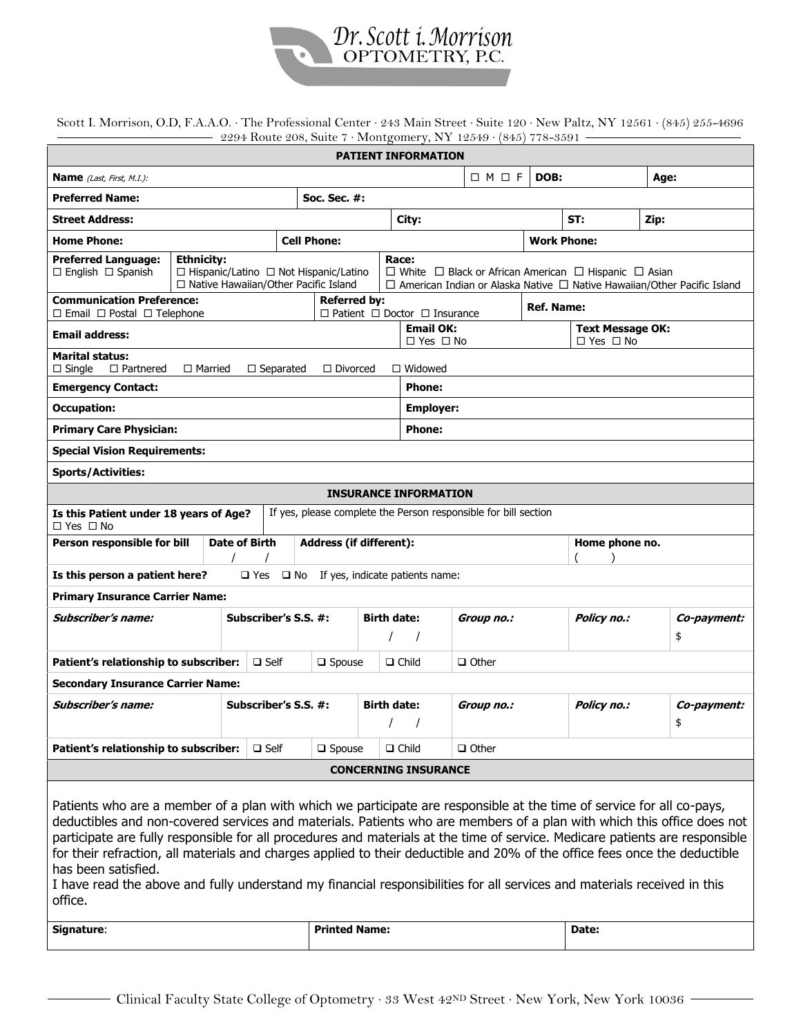# Dr. Scott i. Morrison
## OPTOMETRY, P.C.

Scott I. Morrison, O.D, F.A.A.O. · The Professional Center · 243 Main Street · Suite 120 · New Paltz, NY 12561 · (845) 255-4696
2294 Route 208, Suite 7 · Montgomery, NY 12549 · (845) 778-3591

## PATIENT INFORMATION

| | | | |
|---|---|---|---|
| **Name** *(Last, First, M.I.)*: | ☐ M ☐ F | **DOB:** | **Age:** |
| **Preferred Name:** | **Soc. Sec. #:** | | |
| **Street Address:** | **City:** | **ST:** | **Zip:** |
| **Home Phone:** | **Cell Phone:** | **Work Phone:** | |
| **Preferred Language:** ☐ English ☐ Spanish | **Ethnicity:** ☐ Hispanic/Latino ☐ Not Hispanic/Latino ☐ Native Hawaiian/Other Pacific Island | **Race:** ☐ White ☐ Black or African American ☐ Hispanic ☐ Asian ☐ American Indian or Alaska Native ☐ Native Hawaiian/Other Pacific Island | |
| **Communication Preference:** ☐ Email ☐ Postal ☐ Telephone | **Referred by:** ☐ Patient ☐ Doctor ☐ Insurance | **Ref. Name:** | |
| **Email address:** | **Email OK:** ☐ Yes ☐ No | **Text Message OK:** ☐ Yes ☐ No | |
| **Marital status:** ☐ Single ☐ Partnered ☐ Married ☐ Separated ☐ Divorced ☐ Widowed | | | |
| **Emergency Contact:** | **Phone:** | | |
| **Occupation:** | **Employer:** | | |
| **Primary Care Physician:** | **Phone:** | | |
| **Special Vision Requirements:** | | | |
| **Sports/Activities:** | | | |

## INSURANCE INFORMATION

| | | | |
|---|---|---|---|
| **Is this Patient under 18 years of Age?** ☐ Yes ☐ No | If yes, please complete the Person responsible for bill section | | |
| **Person responsible for bill** | **Date of Birth** / / | **Address (if different):** | **Home phone no.** ( ) |
| **Is this person a patient here?** ❑ Yes ❑ No If yes, indicate patients name: | | | |

**Primary Insurance Carrier Name:**

| ***Subscriber's name:*** | **Subscriber's S.S. #:** | **Birth date:** | ***Group no.:*** | ***Policy no.:*** | ***Co-payment:*** |
|---|---|---|---|---|---|
| | | / / | | | $ |
| **Patient's relationship to subscriber:** | ❑ Self | ❑ Spouse | ❑ Child | ❑ Other | |

**Secondary Insurance Carrier Name:**

| ***Subscriber's name:*** | **Subscriber's S.S. #:** | **Birth date:** | ***Group no.:*** | ***Policy no.:*** | ***Co-payment:*** |
|---|---|---|---|---|---|
| | | / / | | | $ |
| **Patient's relationship to subscriber:** | ❑ Self | ❑ Spouse | ❑ Child | ❑ Other | |

## CONCERNING INSURANCE

Patients who are a member of a plan with which we participate are responsible at the time of service for all co-pays, deductibles and non-covered services and materials. Patients who are members of a plan with which this office does not participate are fully responsible for all procedures and materials at the time of service. Medicare patients are responsible for their refraction, all materials and charges applied to their deductible and 20% of the office fees once the deductible has been satisfied.
I have read the above and fully understand my financial responsibilities for all services and materials received in this office.

| **Signature**: | **Printed Name:** | **Date:** |
|---|---|---|

Clinical Faculty State College of Optometry · 33 West 42ND Street · New York, New York 10036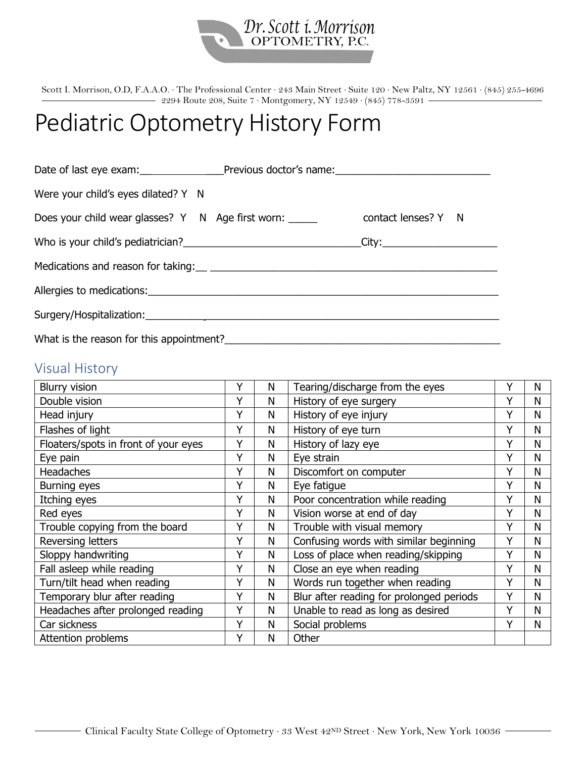Dr. Scott i. Morrison
OPTOMETRY, P.C.

Scott I. Morrison, O.D, F.A.A.O. · The Professional Center · 243 Main Street · Suite 120 · New Paltz, NY 12561 · (845) 255-4696
2294 Route 208, Suite 7 · Montgomery, NY 12549 · (845) 778-3591

# Pediatric Optometry History Form

Date of last eye exam:_________________ Previous doctor's name:___________________________

Were your child's eyes dilated? Y N

Does your child wear glasses? Y N Age first worn: _____ contact lenses? Y N

Who is your child's pediatrician?______________________________ City:____________________

Medications and reason for taking:__ ___________________________________________________

Allergies to medications:__________________________________________________________

Surgery/Hospitalization:__________________________________________________________

What is the reason for this appointment?____________________________________________

## Visual History

| | | | | | |
|---|---|---|---|---|---|
| Blurry vision | Y | N | Tearing/discharge from the eyes | Y | N |
| Double vision | Y | N | History of eye surgery | Y | N |
| Head injury | Y | N | History of eye injury | Y | N |
| Flashes of light | Y | N | History of eye turn | Y | N |
| Floaters/spots in front of your eyes | Y | N | History of lazy eye | Y | N |
| Eye pain | Y | N | Eye strain | Y | N |
| Headaches | Y | N | Discomfort on computer | Y | N |
| Burning eyes | Y | N | Eye fatigue | Y | N |
| Itching eyes | Y | N | Poor concentration while reading | Y | N |
| Red eyes | Y | N | Vision worse at end of day | Y | N |
| Trouble copying from the board | Y | N | Trouble with visual memory | Y | N |
| Reversing letters | Y | N | Confusing words with similar beginning | Y | N |
| Sloppy handwriting | Y | N | Loss of place when reading/skipping | Y | N |
| Fall asleep while reading | Y | N | Close an eye when reading | Y | N |
| Turn/tilt head when reading | Y | N | Words run together when reading | Y | N |
| Temporary blur after reading | Y | N | Blur after reading for prolonged periods | Y | N |
| Headaches after prolonged reading | Y | N | Unable to read as long as desired | Y | N |
| Car sickness | Y | N | Social problems | Y | N |
| Attention problems | Y | N | Other | | |

Clinical Faculty State College of Optometry · 33 West 42ND Street · New York, New York 10036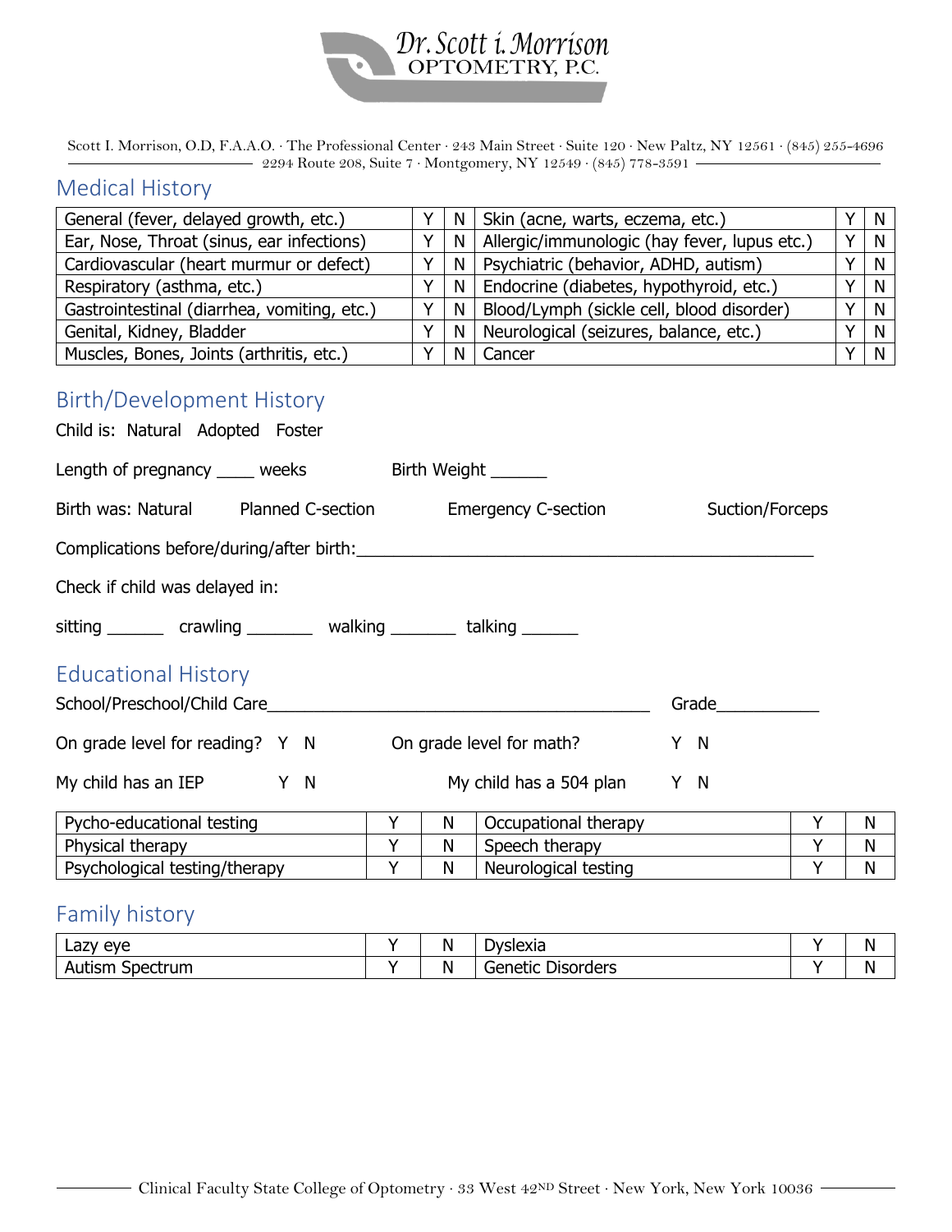Dr. Scott i. Morrison
OPTOMETRY, P.C.

Scott I. Morrison, O.D, F.A.A.O. · The Professional Center · 243 Main Street · Suite 120 · New Paltz, NY 12561 · (845) 255-4696
2294 Route 208, Suite 7 · Montgomery, NY 12549 · (845) 778-3591

## Medical History

| | | | | | |
|---|---|---|---|---|---|
| General (fever, delayed growth, etc.) | Y | N | Skin (acne, warts, eczema, etc.) | Y | N |
| Ear, Nose, Throat (sinus, ear infections) | Y | N | Allergic/immunologic (hay fever, lupus etc.) | Y | N |
| Cardiovascular (heart murmur or defect) | Y | N | Psychiatric (behavior, ADHD, autism) | Y | N |
| Respiratory (asthma, etc.) | Y | N | Endocrine (diabetes, hypothyroid, etc.) | Y | N |
| Gastrointestinal (diarrhea, vomiting, etc.) | Y | N | Blood/Lymph (sickle cell, blood disorder) | Y | N |
| Genital, Kidney, Bladder | Y | N | Neurological (seizures, balance, etc.) | Y | N |
| Muscles, Bones, Joints (arthritis, etc.) | Y | N | Cancer | Y | N |

## Birth/Development History

Child is: Natural Adopted Foster

Length of pregnancy ____ weeks Birth Weight ______

Birth was: Natural Planned C-section Emergency C-section Suction/Forceps

Complications before/during/after birth:__________________________________________________

Check if child was delayed in:

sitting ______ crawling _______ walking _______ talking ______

## Educational History

School/Preschool/Child Care__________________________________________ Grade___________

On grade level for reading? Y N On grade level for math? Y N

My child has an IEP Y N My child has a 504 plan Y N

| | | | | | |
|---|---|---|---|---|---|
| Pycho-educational testing | Y | N | Occupational therapy | Y | N |
| Physical therapy | Y | N | Speech therapy | Y | N |
| Psychological testing/therapy | Y | N | Neurological testing | Y | N |

## Family history

| | | | | | |
|---|---|---|---|---|---|
| Lazy eye | Y | N | Dyslexia | Y | N |
| Autism Spectrum | Y | N | Genetic Disorders | Y | N |

Clinical Faculty State College of Optometry · 33 West 42ND Street · New York, New York 10036